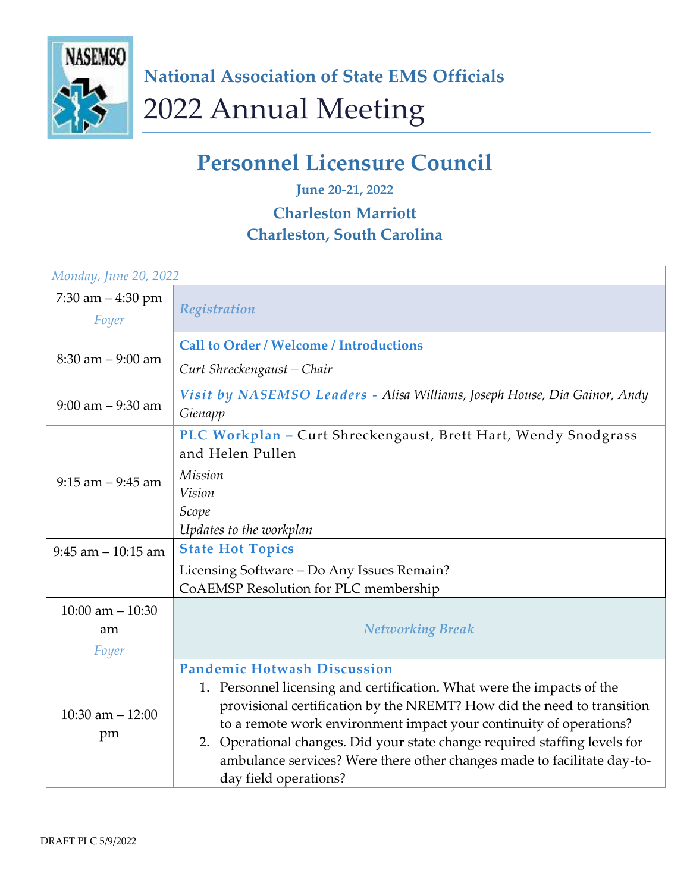National Association of State EMS Officials

# 2022 Annual Meeting

## Personnel Licensure Council

**June 20-21, 2022**

**Charleston Marriott**
**Charleston, South Carolina**

| *Monday, June 20, 2022* | |
|---|---|
| 7:30 am – 4:30 pm *Foyer* | *Registration* |
| 8:30 am – 9:00 am | **Call to Order / Welcome / Introductions** *Curt Shreckengaust – Chair* |
| 9:00 am – 9:30 am | ***Visit by NASEMSO Leaders -*** *Alisa Williams, Joseph House, Dia Gainor, Andy Gienapp* |
| 9:15 am – 9:45 am | **PLC Workplan –** Curt Shreckengaust, Brett Hart, Wendy Snodgrass and Helen Pullen<br>*Mission*<br>*Vision*<br>*Scope*<br>*Updates to the workplan* |
| 9:45 am – 10:15 am | **State Hot Topics**<br>Licensing Software – Do Any Issues Remain?<br>CoAEMSP Resolution for PLC membership |
| 10:00 am – 10:30 am *Foyer* | *Networking Break* |
| 10:30 am – 12:00 pm | **Pandemic Hotwash Discussion**<br>1. Personnel licensing and certification. What were the impacts of the provisional certification by the NREMT? How did the need to transition to a remote work environment impact your continuity of operations?<br>2. Operational changes. Did your state change required staffing levels for ambulance services? Were there other changes made to facilitate day-to-day field operations? |

DRAFT PLC 5/9/2022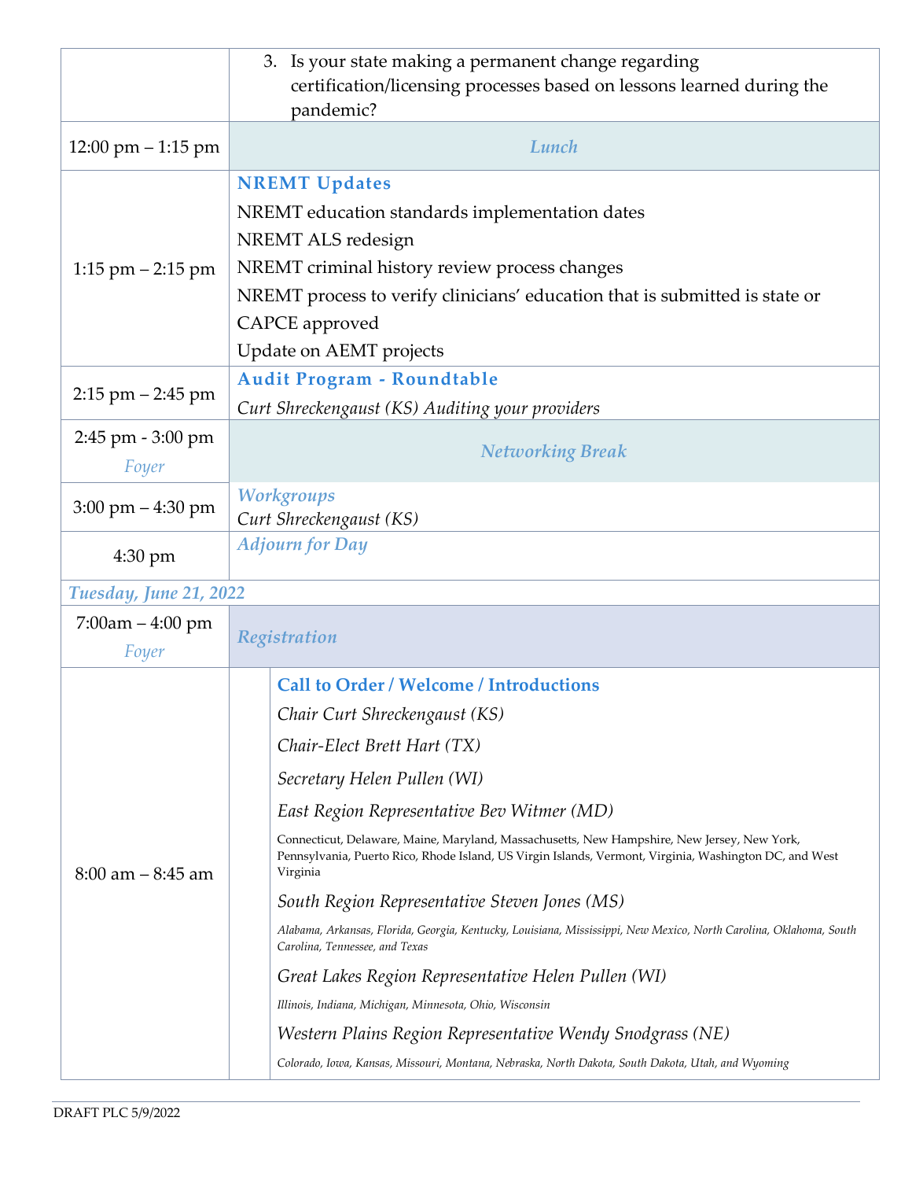| | |
|---|---|
| | 3. Is your state making a permanent change regarding certification/licensing processes based on lessons learned during the pandemic? |
| 12:00 pm – 1:15 pm | *Lunch* |
| 1:15 pm – 2:15 pm | **NREMT Updates**<br>NREMT education standards implementation dates<br>NREMT ALS redesign<br>NREMT criminal history review process changes<br>NREMT process to verify clinicians' education that is submitted is state or CAPCE approved<br>Update on AEMT projects |
| 2:15 pm – 2:45 pm | **Audit Program - Roundtable**<br>*Curt Shreckengaust (KS) Auditing your providers* |
| 2:45 pm - 3:00 pm<br>*Foyer* | *Networking Break* |
| 3:00 pm – 4:30 pm | *Workgroups*<br>*Curt Shreckengaust (KS)* |
| 4:30 pm | *Adjourn for Day* |
| ***Tuesday, June 21, 2022*** | |
| 7:00am – 4:00 pm<br>*Foyer* | *Registration* |
| 8:00 am – 8:45 am | **Call to Order / Welcome / Introductions**<br>*Chair Curt Shreckengaust (KS)*<br>*Chair-Elect Brett Hart (TX)*<br>*Secretary Helen Pullen (WI)*<br>*East Region Representative Bev Witmer (MD)*<br>Connecticut, Delaware, Maine, Maryland, Massachusetts, New Hampshire, New Jersey, New York, Pennsylvania, Puerto Rico, Rhode Island, US Virgin Islands, Vermont, Virginia, Washington DC, and West Virginia<br>*South Region Representative Steven Jones (MS)*<br>*Alabama, Arkansas, Florida, Georgia, Kentucky, Louisiana, Mississippi, New Mexico, North Carolina, Oklahoma, South Carolina, Tennessee, and Texas*<br>*Great Lakes Region Representative Helen Pullen (WI)*<br>*Illinois, Indiana, Michigan, Minnesota, Ohio, Wisconsin*<br>*Western Plains Region Representative Wendy Snodgrass (NE)*<br>*Colorado, Iowa, Kansas, Missouri, Montana, Nebraska, North Dakota, South Dakota, Utah, and Wyoming* |

DRAFT PLC 5/9/2022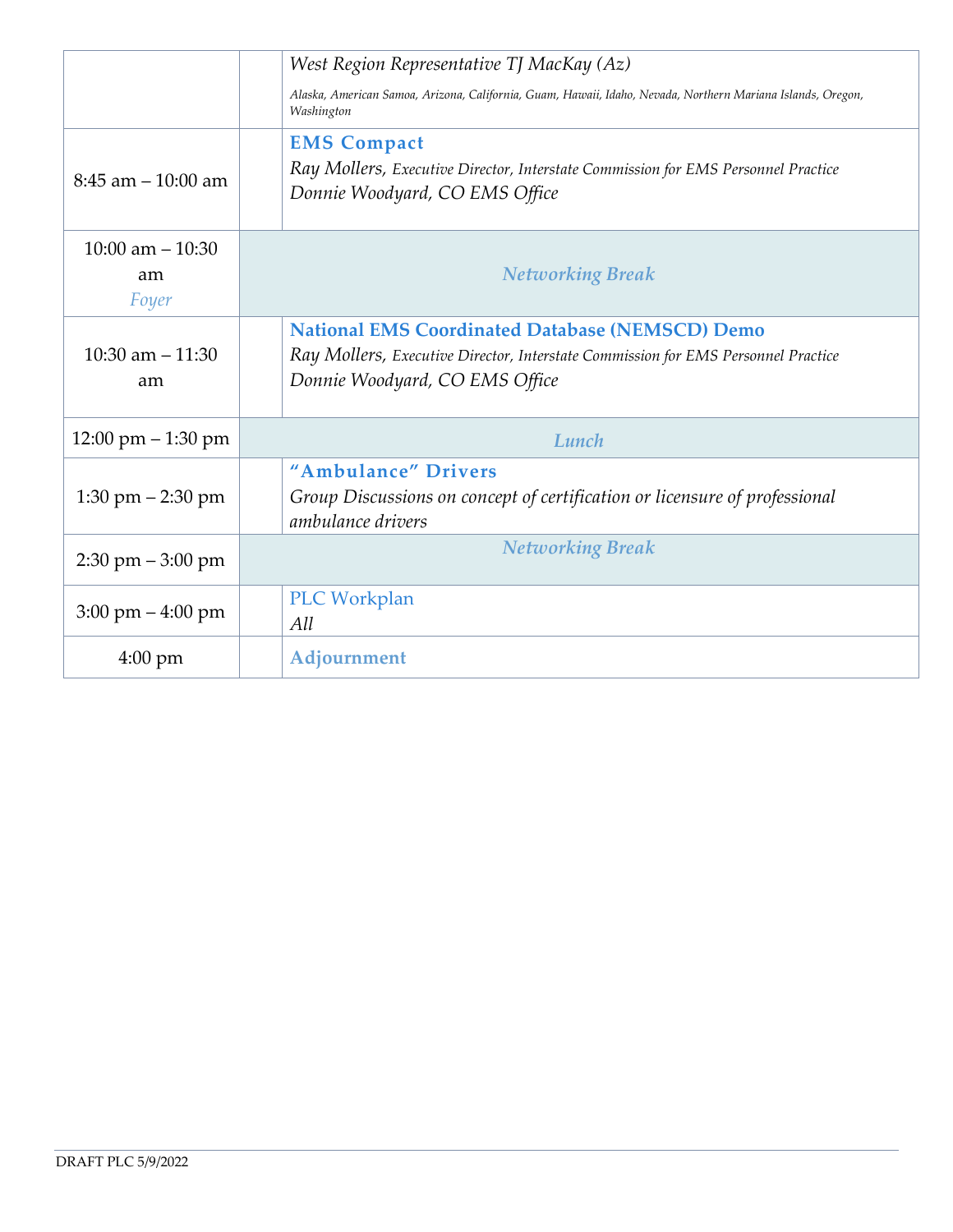| | | |
|---|---|---|
| | | *West Region Representative TJ MacKay (Az)*<br>*Alaska, American Samoa, Arizona, California, Guam, Hawaii, Idaho, Nevada, Northern Mariana Islands, Oregon, Washington* |
| 8:45 am – 10:00 am | | **EMS Compact**<br>*Ray Mollers, Executive Director, Interstate Commission for EMS Personnel Practice*<br>*Donnie Woodyard, CO EMS Office* |
| 10:00 am – 10:30 am<br>*Foyer* | | ***Networking Break*** |
| 10:30 am – 11:30 am | | **National EMS Coordinated Database (NEMSCD) Demo**<br>*Ray Mollers, Executive Director, Interstate Commission for EMS Personnel Practice*<br>*Donnie Woodyard, CO EMS Office* |
| 12:00 pm – 1:30 pm | | ***Lunch*** |
| 1:30 pm – 2:30 pm | | **"Ambulance" Drivers**<br>*Group Discussions on concept of certification or licensure of professional ambulance drivers* |
| 2:30 pm – 3:00 pm | | ***Networking Break*** |
| 3:00 pm – 4:00 pm | | PLC Workplan<br>*All* |
| 4:00 pm | | **Adjournment** |

DRAFT PLC 5/9/2022